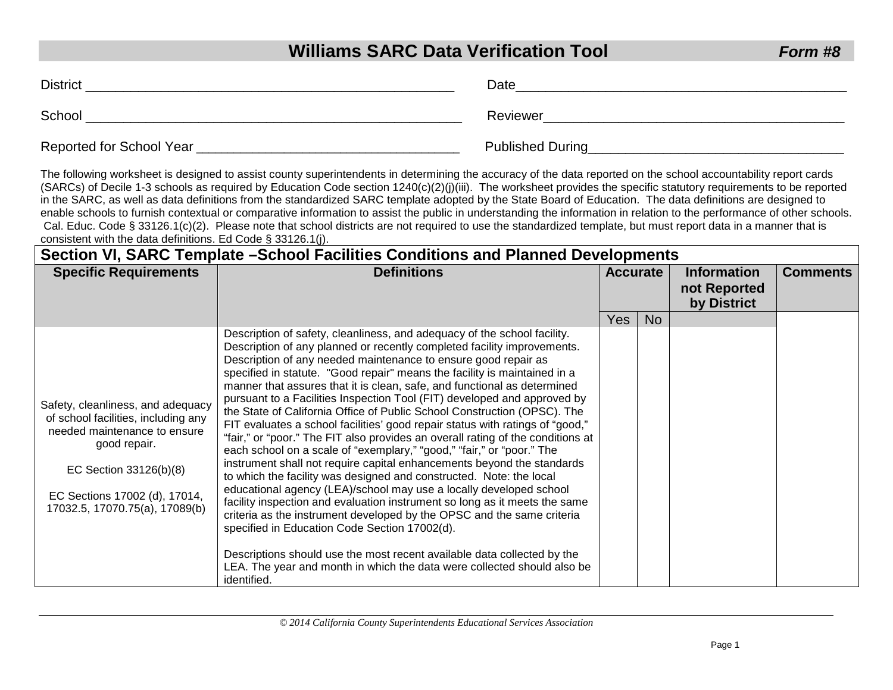# Williams SARC Data Verification Tool *Form #8*

District ______________________________ Date ______________________________

School ______________________________ Reviewer ______________________________

Reported for School Year ______________________________ Published During ______________________________

The following worksheet is designed to assist county superintendents in determining the accuracy of the data reported on the school accountability report cards (SARCs) of Decile 1-3 schools as required by Education Code section 1240(c)(2)(j)(iii). The worksheet provides the specific statutory requirements to be reported in the SARC, as well as data definitions from the standardized SARC template adopted by the State Board of Education. The data definitions are designed to enable schools to furnish contextual or comparative information to assist the public in understanding the information in relation to the performance of other schools. Cal. Educ. Code § 33126.1(c)(2). Please note that school districts are not required to use the standardized template, but must report data in a manner that is consistent with the data definitions. Ed Code § 33126.1(j).

## Section VI, SARC Template –School Facilities Conditions and Planned Developments

| Specific Requirements | Definitions | Accurate | | Information not Reported by District | Comments |
|---|---|---|---|---|---|
| | | Yes | No | | |
| Safety, cleanliness, and adequacy of school facilities, including any needed maintenance to ensure good repair.<br><br>EC Section 33126(b)(8)<br><br>EC Sections 17002 (d), 17014, 17032.5, 17070.75(a), 17089(b) | Description of safety, cleanliness, and adequacy of the school facility. Description of any planned or recently completed facility improvements. Description of any needed maintenance to ensure good repair as specified in statute. "Good repair" means the facility is maintained in a manner that assures that it is clean, safe, and functional as determined pursuant to a Facilities Inspection Tool (FIT) developed and approved by the State of California Office of Public School Construction (OPSC). The FIT evaluates a school facilities' good repair status with ratings of "good," "fair," or "poor." The FIT also provides an overall rating of the conditions at each school on a scale of "exemplary," "good," "fair," or "poor." The instrument shall not require capital enhancements beyond the standards to which the facility was designed and constructed. Note: the local educational agency (LEA)/school may use a locally developed school facility inspection and evaluation instrument so long as it meets the same criteria as the instrument developed by the OPSC and the same criteria specified in Education Code Section 17002(d).<br><br>Descriptions should use the most recent available data collected by the LEA. The year and month in which the data were collected should also be identified. | | | | |

*© 2014 California County Superintendents Educational Services Association*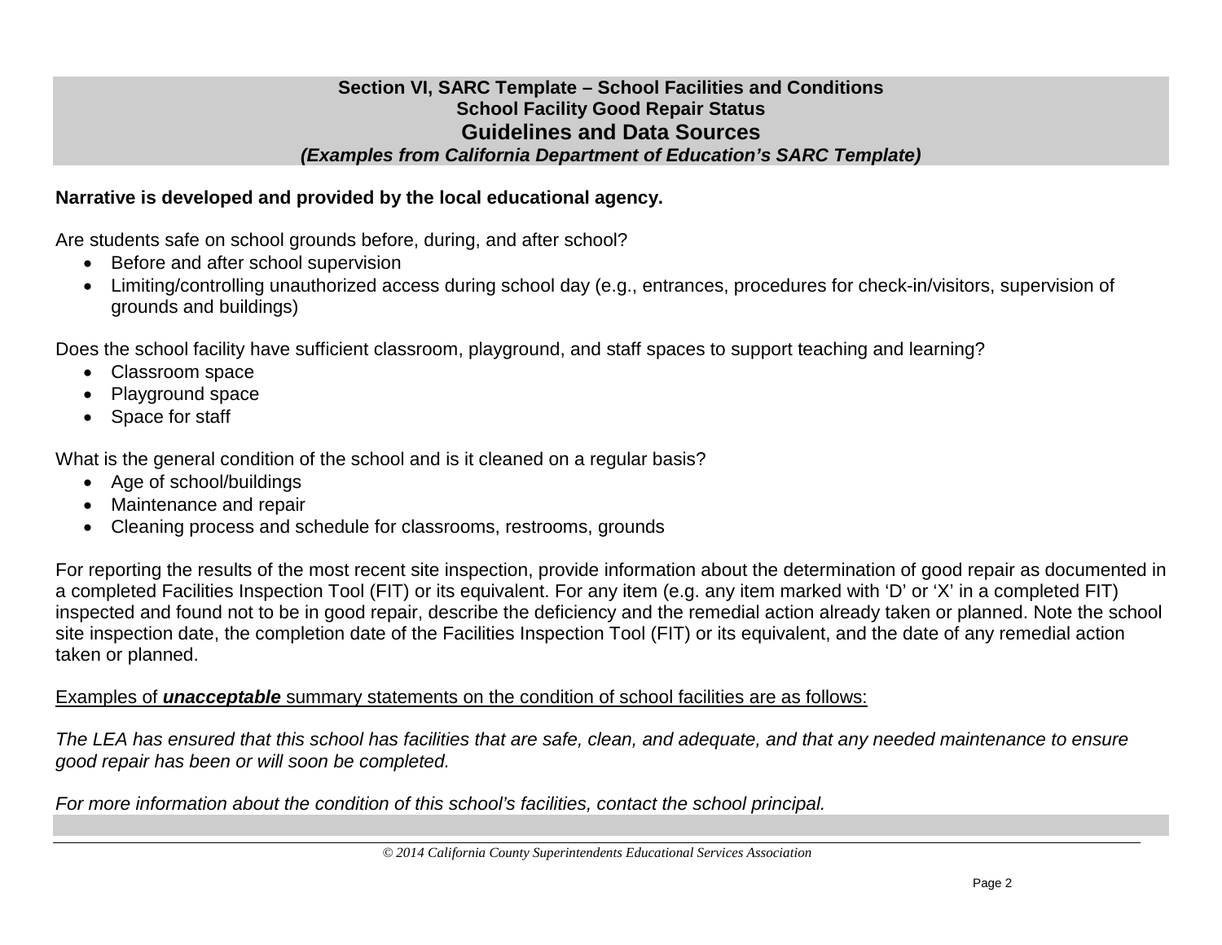**Section VI, SARC Template – School Facilities and Conditions**
**School Facility Good Repair Status**

## Guidelines and Data Sources

***(Examples from California Department of Education's SARC Template)***

**Narrative is developed and provided by the local educational agency.**

Are students safe on school grounds before, during, and after school?

- Before and after school supervision
- Limiting/controlling unauthorized access during school day (e.g., entrances, procedures for check-in/visitors, supervision of grounds and buildings)

Does the school facility have sufficient classroom, playground, and staff spaces to support teaching and learning?

- Classroom space
- Playground space
- Space for staff

What is the general condition of the school and is it cleaned on a regular basis?

- Age of school/buildings
- Maintenance and repair
- Cleaning process and schedule for classrooms, restrooms, grounds

For reporting the results of the most recent site inspection, provide information about the determination of good repair as documented in a completed Facilities Inspection Tool (FIT) or its equivalent. For any item (e.g. any item marked with 'D' or 'X' in a completed FIT) inspected and found not to be in good repair, describe the deficiency and the remedial action already taken or planned. Note the school site inspection date, the completion date of the Facilities Inspection Tool (FIT) or its equivalent, and the date of any remedial action taken or planned.

<u>Examples of ***unacceptable*** summary statements on the condition of school facilities are as follows:</u>

*The LEA has ensured that this school has facilities that are safe, clean, and adequate, and that any needed maintenance to ensure good repair has been or will soon be completed.*

*For more information about the condition of this school's facilities, contact the school principal.*

*© 2014 California County Superintendents Educational Services Association*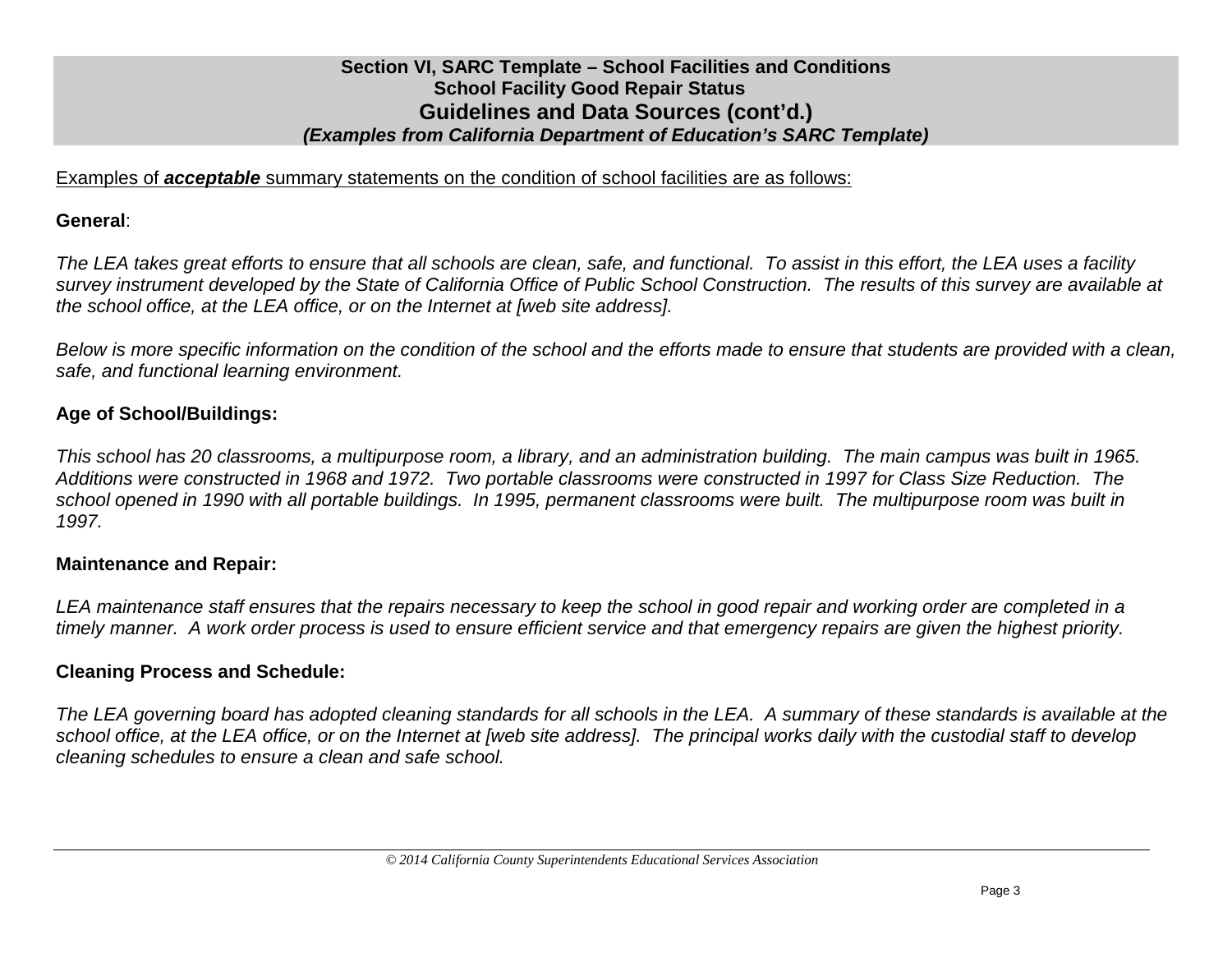## Section VI, SARC Template – School Facilities and Conditions
### School Facility Good Repair Status
### Guidelines and Data Sources (cont'd.)
***(Examples from California Department of Education's SARC Template)***

Examples of ***acceptable*** summary statements on the condition of school facilities are as follows:

**General**:

*The LEA takes great efforts to ensure that all schools are clean, safe, and functional. To assist in this effort, the LEA uses a facility survey instrument developed by the State of California Office of Public School Construction. The results of this survey are available at the school office, at the LEA office, or on the Internet at [web site address].*

*Below is more specific information on the condition of the school and the efforts made to ensure that students are provided with a clean, safe, and functional learning environment.*

**Age of School/Buildings:**

*This school has 20 classrooms, a multipurpose room, a library, and an administration building. The main campus was built in 1965. Additions were constructed in 1968 and 1972. Two portable classrooms were constructed in 1997 for Class Size Reduction. The school opened in 1990 with all portable buildings. In 1995, permanent classrooms were built. The multipurpose room was built in 1997.*

**Maintenance and Repair:**

*LEA maintenance staff ensures that the repairs necessary to keep the school in good repair and working order are completed in a timely manner. A work order process is used to ensure efficient service and that emergency repairs are given the highest priority.*

**Cleaning Process and Schedule:**

*The LEA governing board has adopted cleaning standards for all schools in the LEA. A summary of these standards is available at the school office, at the LEA office, or on the Internet at [web site address]. The principal works daily with the custodial staff to develop cleaning schedules to ensure a clean and safe school.*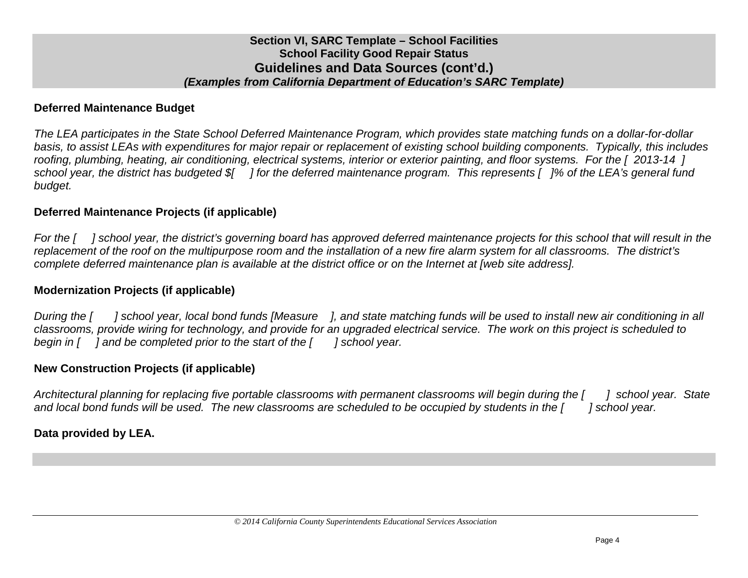**Section VI, SARC Template – School Facilities**
**School Facility Good Repair Status**
## Guidelines and Data Sources (cont'd.)
***(Examples from California Department of Education's SARC Template)***

### Deferred Maintenance Budget

*The LEA participates in the State School Deferred Maintenance Program, which provides state matching funds on a dollar-for-dollar basis, to assist LEAs with expenditures for major repair or replacement of existing school building components. Typically, this includes roofing, plumbing, heating, air conditioning, electrical systems, interior or exterior painting, and floor systems. For the [ 2013-14 ] school year, the district has budgeted $[ ] for the deferred maintenance program. This represents [ ]% of the LEA's general fund budget.*

### Deferred Maintenance Projects (if applicable)

*For the [ ] school year, the district's governing board has approved deferred maintenance projects for this school that will result in the replacement of the roof on the multipurpose room and the installation of a new fire alarm system for all classrooms. The district's complete deferred maintenance plan is available at the district office or on the Internet at [web site address].*

### Modernization Projects (if applicable)

*During the [ ] school year, local bond funds [Measure ], and state matching funds will be used to install new air conditioning in all classrooms, provide wiring for technology, and provide for an upgraded electrical service. The work on this project is scheduled to begin in [ ] and be completed prior to the start of the [ ] school year.*

### New Construction Projects (if applicable)

*Architectural planning for replacing five portable classrooms with permanent classrooms will begin during the [ ] school year. State and local bond funds will be used. The new classrooms are scheduled to be occupied by students in the [ ] school year.*

**Data provided by LEA.**

*© 2014 California County Superintendents Educational Services Association*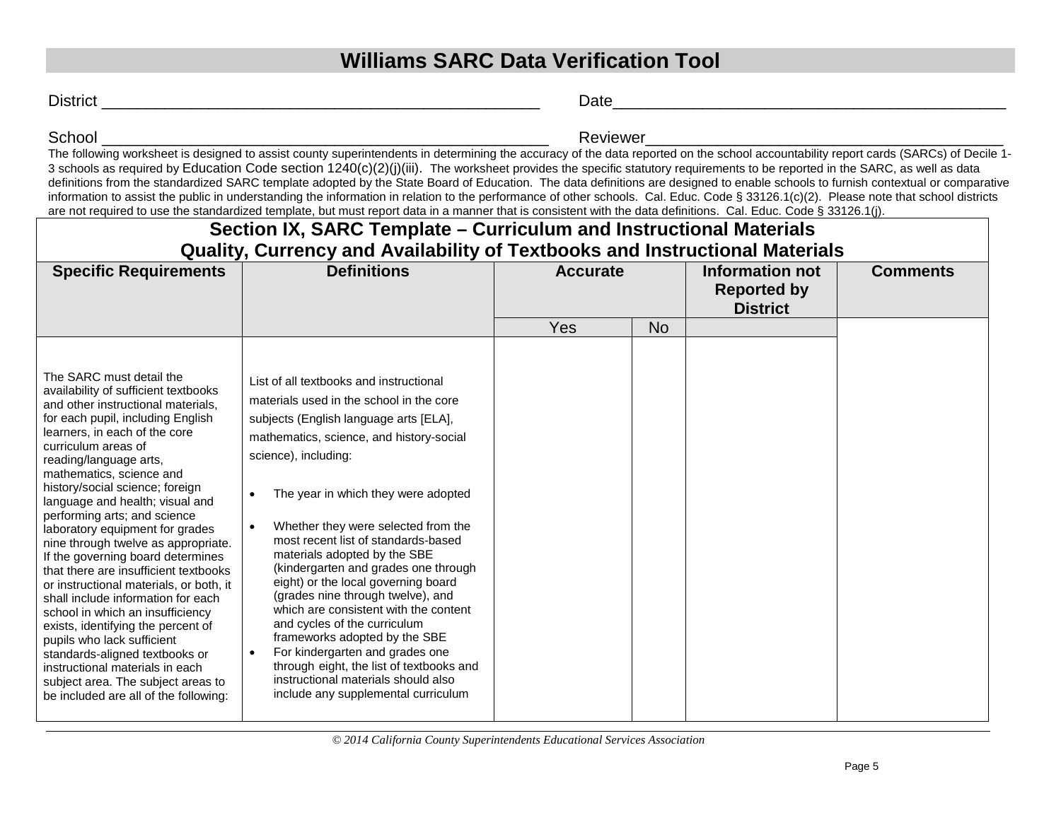# Williams SARC Data Verification Tool

District ___________________________________________ Date___________________________________________

School ____________________________________________ Reviewer_______________________________________

The following worksheet is designed to assist county superintendents in determining the accuracy of the data reported on the school accountability report cards (SARCs) of Decile 1-3 schools as required by Education Code section 1240(c)(2)(j)(iii). The worksheet provides the specific statutory requirements to be reported in the SARC, as well as data definitions from the standardized SARC template adopted by the State Board of Education. The data definitions are designed to enable schools to furnish contextual or comparative information to assist the public in understanding the information in relation to the performance of other schools. Cal. Educ. Code § 33126.1(c)(2). Please note that school districts are not required to use the standardized template, but must report data in a manner that is consistent with the data definitions. Cal. Educ. Code § 33126.1(j).

## Section IX, SARC Template – Curriculum and Instructional Materials
## Quality, Currency and Availability of Textbooks and Instructional Materials

| Specific Requirements | Definitions | Accurate | | Information not Reported by District | Comments |
|---|---|---|---|---|---|
| | | Yes | No | | |
| The SARC must detail the availability of sufficient textbooks and other instructional materials, for each pupil, including English learners, in each of the core curriculum areas of reading/language arts, mathematics, science and history/social science; foreign language and health; visual and performing arts; and science laboratory equipment for grades nine through twelve as appropriate. If the governing board determines that there are insufficient textbooks or instructional materials, or both, it shall include information for each school in which an insufficiency exists, identifying the percent of pupils who lack sufficient standards-aligned textbooks or instructional materials in each subject area. The subject areas to be included are all of the following: | List of all textbooks and instructional materials used in the school in the core subjects (English language arts [ELA], mathematics, science, and history-social science), including:<br><br>• The year in which they were adopted<br>• Whether they were selected from the most recent list of standards-based materials adopted by the SBE (kindergarten and grades one through eight) or the local governing board (grades nine through twelve), and which are consistent with the content and cycles of the curriculum frameworks adopted by the SBE<br>• For kindergarten and grades one through eight, the list of textbooks and instructional materials should also include any supplemental curriculum | | | | |

*© 2014 California County Superintendents Educational Services Association*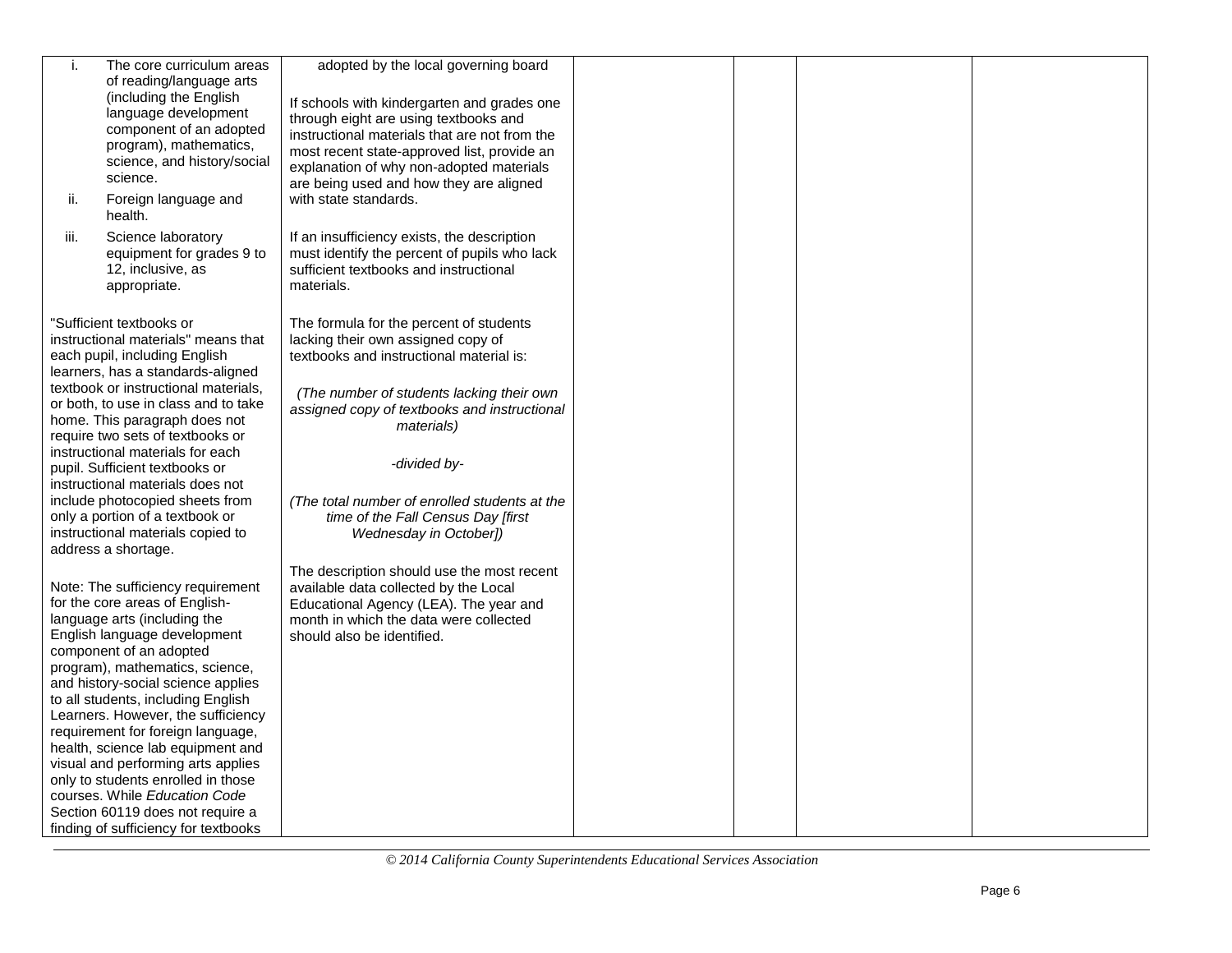| | | | | | |
|---|---|---|---|---|---|
| i. The core curriculum areas of reading/language arts (including the English language development component of an adopted program), mathematics, science, and history/social science.<br><br>ii. Foreign language and health.<br><br>iii. Science laboratory equipment for grades 9 to 12, inclusive, as appropriate.<br><br>"Sufficient textbooks or instructional materials" means that each pupil, including English learners, has a standards-aligned textbook or instructional materials, or both, to use in class and to take home. This paragraph does not require two sets of textbooks or instructional materials for each pupil. Sufficient textbooks or instructional materials does not include photocopied sheets from only a portion of a textbook or instructional materials copied to address a shortage.<br><br>Note: The sufficiency requirement for the core areas of English-language arts (including the English language development component of an adopted program), mathematics, science, and history-social science applies to all students, including English Learners. However, the sufficiency requirement for foreign language, health, science lab equipment and visual and performing arts applies only to students enrolled in those courses. While *Education Code* Section 60119 does not require a finding of sufficiency for textbooks | adopted by the local governing board<br><br>If schools with kindergarten and grades one through eight are using textbooks and instructional materials that are not from the most recent state-approved list, provide an explanation of why non-adopted materials are being used and how they are aligned with state standards.<br><br>If an insufficiency exists, the description must identify the percent of pupils who lack sufficient textbooks and instructional materials.<br><br>The formula for the percent of students lacking their own assigned copy of textbooks and instructional material is:<br><br>*(The number of students lacking their own assigned copy of textbooks and instructional materials)*<br><br>*-divided by-*<br><br>*(The total number of enrolled students at the time of the Fall Census Day [first Wednesday in October])*<br><br>The description should use the most recent available data collected by the Local Educational Agency (LEA). The year and month in which the data were collected should also be identified. | | | | |

© 2014 California County Superintendents Educational Services Association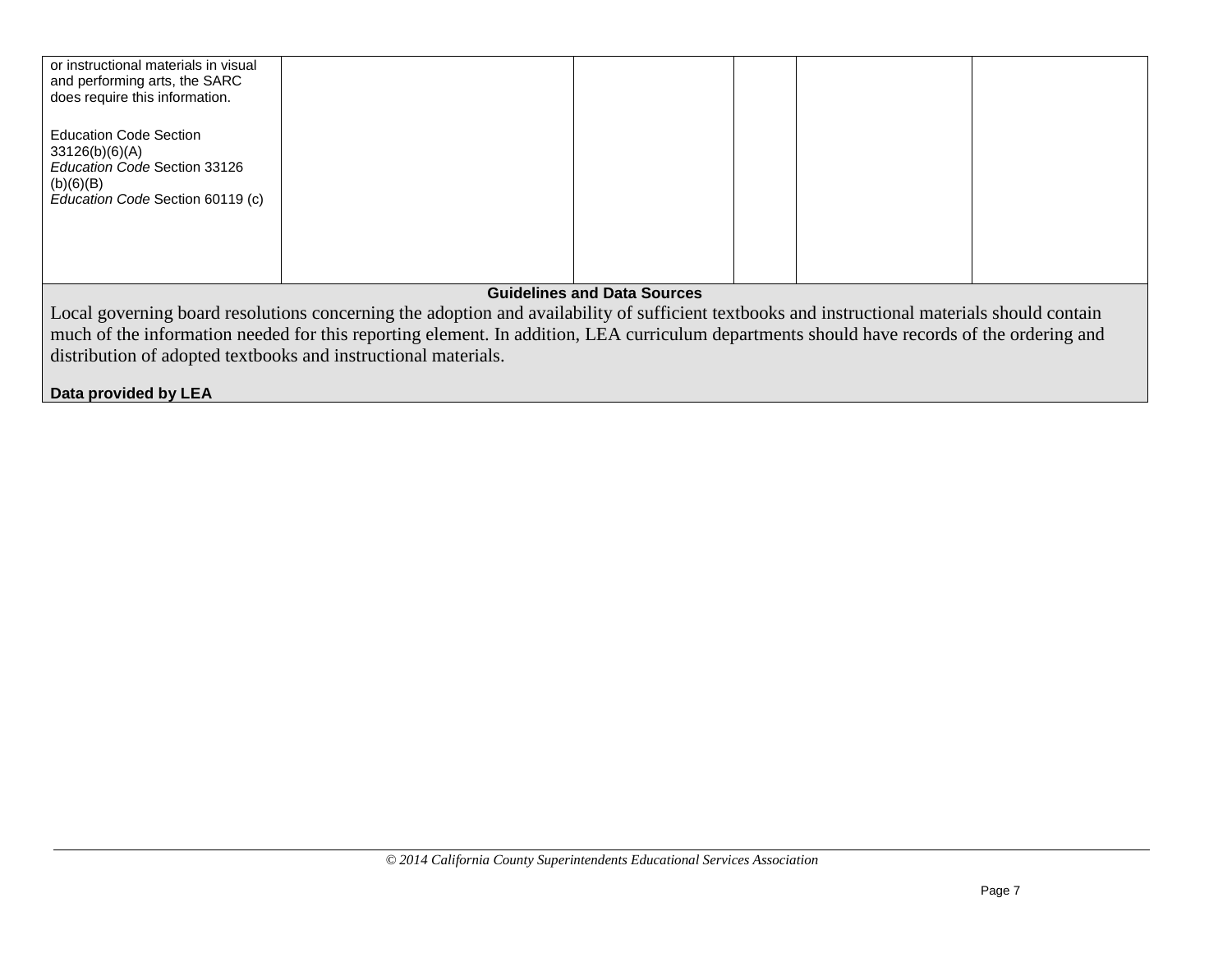| | | | | | |
|---|---|---|---|---|---|
| or instructional materials in visual and performing arts, the SARC does require this information.<br><br>Education Code Section 33126(b)(6)(A)<br>*Education Code* Section 33126 (b)(6)(B)<br>*Education Code* Section 60119 (c) | | | | | |
| **Guidelines and Data Sources**<br>Local governing board resolutions concerning the adoption and availability of sufficient textbooks and instructional materials should contain much of the information needed for this reporting element. In addition, LEA curriculum departments should have records of the ordering and distribution of adopted textbooks and instructional materials.<br><br>**Data provided by LEA** | | | | | |

*© 2014 California County Superintendents Educational Services Association*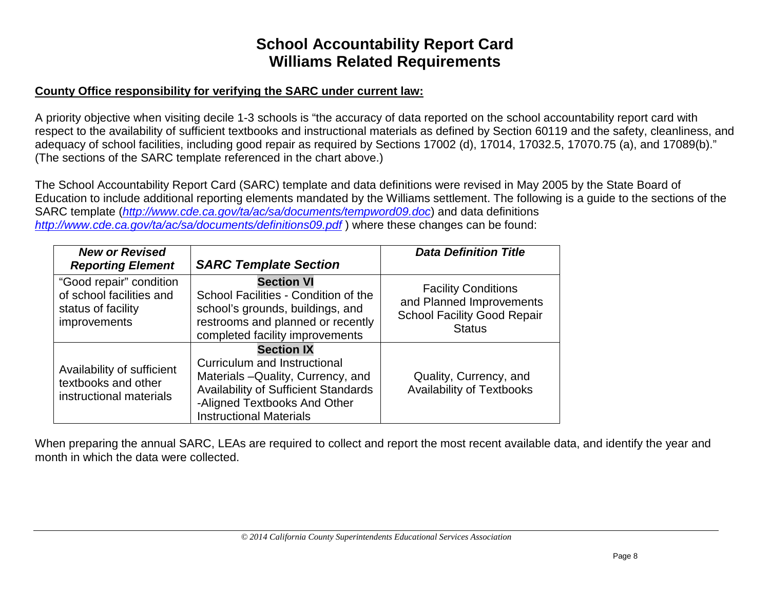# School Accountability Report Card
# Williams Related Requirements

**County Office responsibility for verifying the SARC under current law:**

A priority objective when visiting decile 1-3 schools is "the accuracy of data reported on the school accountability report card with respect to the availability of sufficient textbooks and instructional materials as defined by Section 60119 and the safety, cleanliness, and adequacy of school facilities, including good repair as required by Sections 17002 (d), 17014, 17032.5, 17070.75 (a), and 17089(b)." (The sections of the SARC template referenced in the chart above.)

The School Accountability Report Card (SARC) template and data definitions were revised in May 2005 by the State Board of Education to include additional reporting elements mandated by the Williams settlement. The following is a guide to the sections of the SARC template (*http://www.cde.ca.gov/ta/ac/sa/documents/tempword09.doc*) and data definitions *http://www.cde.ca.gov/ta/ac/sa/documents/definitions09.pdf* ) where these changes can be found:

| ***New or Revised Reporting Element*** | ***SARC Template Section*** | ***Data Definition Title*** |
|---|---|---|
| "Good repair" condition of school facilities and status of facility improvements | **Section VI** School Facilities - Condition of the school's grounds, buildings, and restrooms and planned or recently completed facility improvements | Facility Conditions and Planned Improvements School Facility Good Repair Status |
| Availability of sufficient textbooks and other instructional materials | **Section IX** Curriculum and Instructional Materials –Quality, Currency, and Availability of Sufficient Standards -Aligned Textbooks And Other Instructional Materials | Quality, Currency, and Availability of Textbooks |

When preparing the annual SARC, LEAs are required to collect and report the most recent available data, and identify the year and month in which the data were collected.